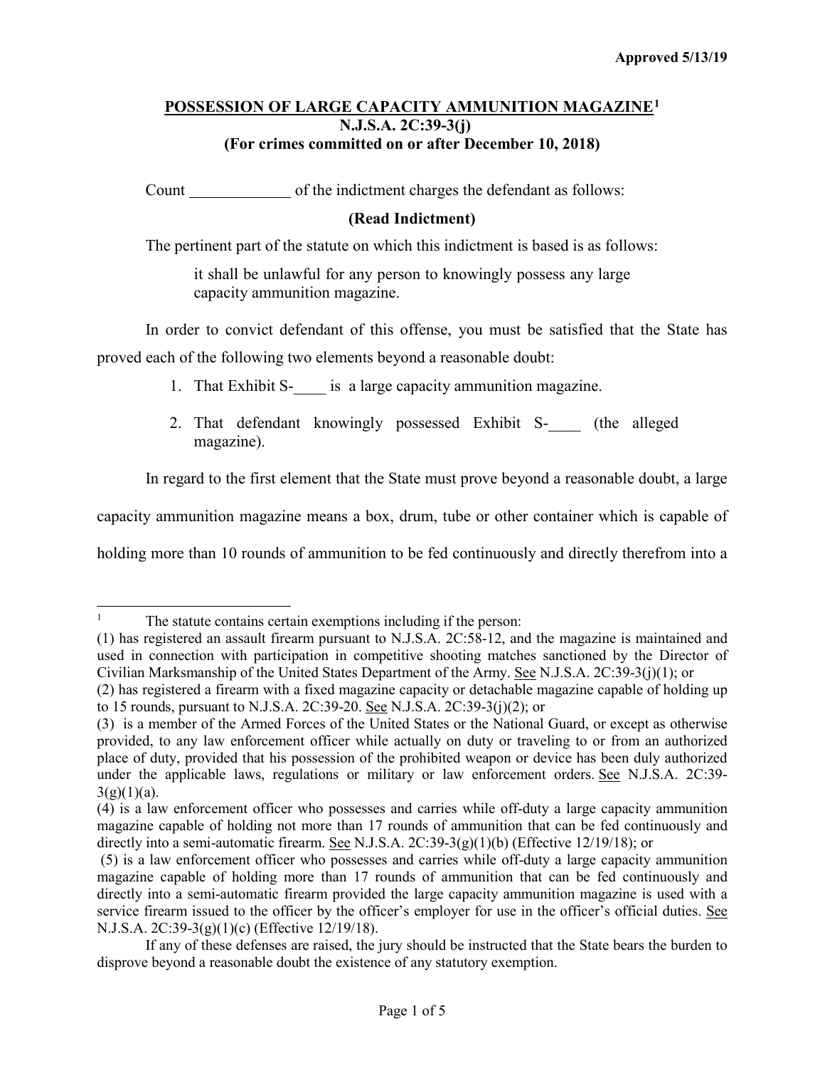**Approved 5/13/19**

## POSSESSION OF LARGE CAPACITY AMMUNITION MAGAZINE[1]
## N.J.S.A. 2C:39-3(j)
## (For crimes committed on or after December 10, 2018)

Count _____________ of the indictment charges the defendant as follows:

**(Read Indictment)**

The pertinent part of the statute on which this indictment is based is as follows:

> it shall be unlawful for any person to knowingly possess any large capacity ammunition magazine.

In order to convict defendant of this offense, you must be satisfied that the State has proved each of the following two elements beyond a reasonable doubt:

1. That Exhibit S-____ is a large capacity ammunition magazine.
2. That defendant knowingly possessed Exhibit S-____ (the alleged magazine).

In regard to the first element that the State must prove beyond a reasonable doubt, a large capacity ammunition magazine means a box, drum, tube or other container which is capable of holding more than 10 rounds of ammunition to be fed continuously and directly therefrom into a

---

[1] The statute contains certain exemptions including if the person:

(1) has registered an assault firearm pursuant to N.J.S.A. 2C:58-12, and the magazine is maintained and used in connection with participation in competitive shooting matches sanctioned by the Director of Civilian Marksmanship of the United States Department of the Army. See N.J.S.A. 2C:39-3(j)(1); or

(2) has registered a firearm with a fixed magazine capacity or detachable magazine capable of holding up to 15 rounds, pursuant to N.J.S.A. 2C:39-20. See N.J.S.A. 2C:39-3(j)(2); or

(3) is a member of the Armed Forces of the United States or the National Guard, or except as otherwise provided, to any law enforcement officer while actually on duty or traveling to or from an authorized place of duty, provided that his possession of the prohibited weapon or device has been duly authorized under the applicable laws, regulations or military or law enforcement orders. See N.J.S.A. 2C:39-3(g)(1)(a).

(4) is a law enforcement officer who possesses and carries while off-duty a large capacity ammunition magazine capable of holding not more than 17 rounds of ammunition that can be fed continuously and directly into a semi-automatic firearm. See N.J.S.A. 2C:39-3(g)(1)(b) (Effective 12/19/18); or

(5) is a law enforcement officer who possesses and carries while off-duty a large capacity ammunition magazine capable of holding more than 17 rounds of ammunition that can be fed continuously and directly into a semi-automatic firearm provided the large capacity ammunition magazine is used with a service firearm issued to the officer by the officer's employer for use in the officer's official duties. See N.J.S.A. 2C:39-3(g)(1)(c) (Effective 12/19/18).

If any of these defenses are raised, the jury should be instructed that the State bears the burden to disprove beyond a reasonable doubt the existence of any statutory exemption.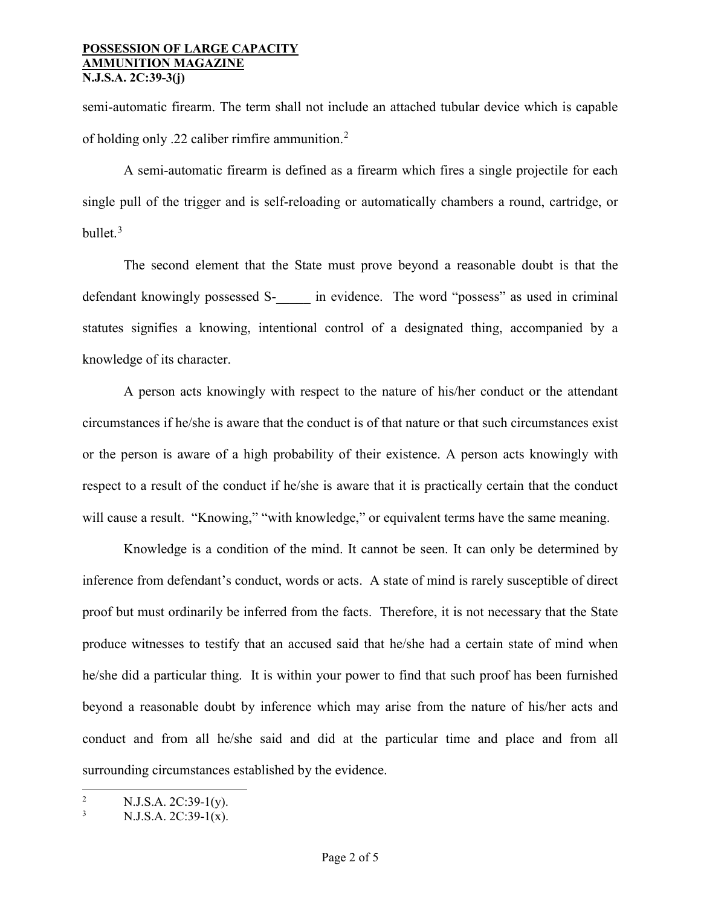semi-automatic firearm. The term shall not include an attached tubular device which is capable of holding only .22 caliber rimfire ammunition.[2]

A semi-automatic firearm is defined as a firearm which fires a single projectile for each single pull of the trigger and is self-reloading or automatically chambers a round, cartridge, or bullet.[3]

The second element that the State must prove beyond a reasonable doubt is that the defendant knowingly possessed S-_____ in evidence. The word "possess" as used in criminal statutes signifies a knowing, intentional control of a designated thing, accompanied by a knowledge of its character.

A person acts knowingly with respect to the nature of his/her conduct or the attendant circumstances if he/she is aware that the conduct is of that nature or that such circumstances exist or the person is aware of a high probability of their existence. A person acts knowingly with respect to a result of the conduct if he/she is aware that it is practically certain that the conduct will cause a result. "Knowing," "with knowledge," or equivalent terms have the same meaning.

Knowledge is a condition of the mind. It cannot be seen. It can only be determined by inference from defendant's conduct, words or acts. A state of mind is rarely susceptible of direct proof but must ordinarily be inferred from the facts. Therefore, it is not necessary that the State produce witnesses to testify that an accused said that he/she had a certain state of mind when he/she did a particular thing. It is within your power to find that such proof has been furnished beyond a reasonable doubt by inference which may arise from the nature of his/her acts and conduct and from all he/she said and did at the particular time and place and from all surrounding circumstances established by the evidence.

---

[2] N.J.S.A. 2C:39-1(y).

[3] N.J.S.A. 2C:39-1(x).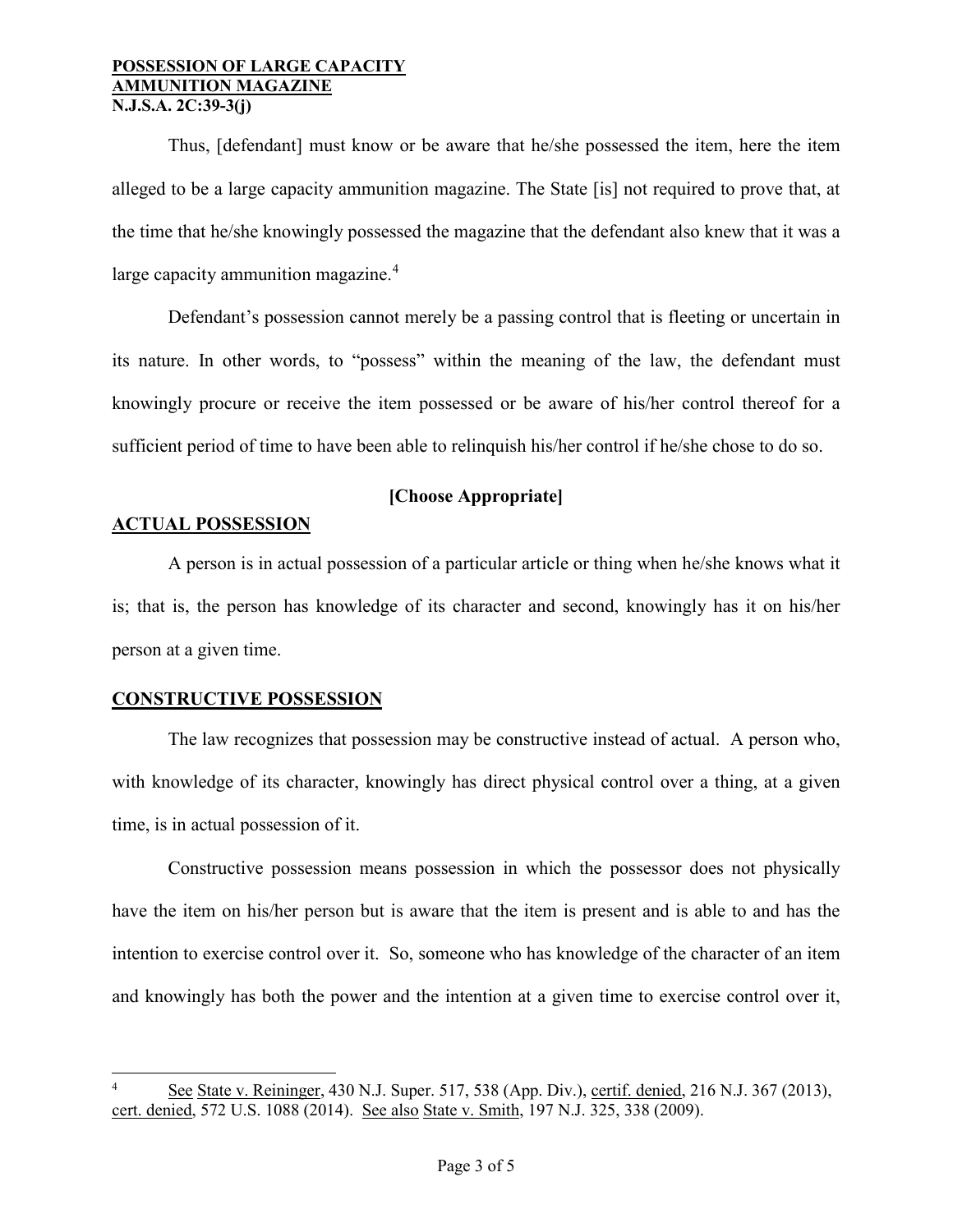Thus, [defendant] must know or be aware that he/she possessed the item, here the item alleged to be a large capacity ammunition magazine. The State [is] not required to prove that, at the time that he/she knowingly possessed the magazine that the defendant also knew that it was a large capacity ammunition magazine.[4]

Defendant's possession cannot merely be a passing control that is fleeting or uncertain in its nature. In other words, to "possess" within the meaning of the law, the defendant must knowingly procure or receive the item possessed or be aware of his/her control thereof for a sufficient period of time to have been able to relinquish his/her control if he/she chose to do so.

**[Choose Appropriate]**

**ACTUAL POSSESSION**

A person is in actual possession of a particular article or thing when he/she knows what it is; that is, the person has knowledge of its character and second, knowingly has it on his/her person at a given time.

**CONSTRUCTIVE POSSESSION**

The law recognizes that possession may be constructive instead of actual. A person who, with knowledge of its character, knowingly has direct physical control over a thing, at a given time, is in actual possession of it.

Constructive possession means possession in which the possessor does not physically have the item on his/her person but is aware that the item is present and is able to and has the intention to exercise control over it. So, someone who has knowledge of the character of an item and knowingly has both the power and the intention at a given time to exercise control over it,

---

[4] See State v. Reininger, 430 N.J. Super. 517, 538 (App. Div.), certif. denied, 216 N.J. 367 (2013), cert. denied, 572 U.S. 1088 (2014). See also State v. Smith, 197 N.J. 325, 338 (2009).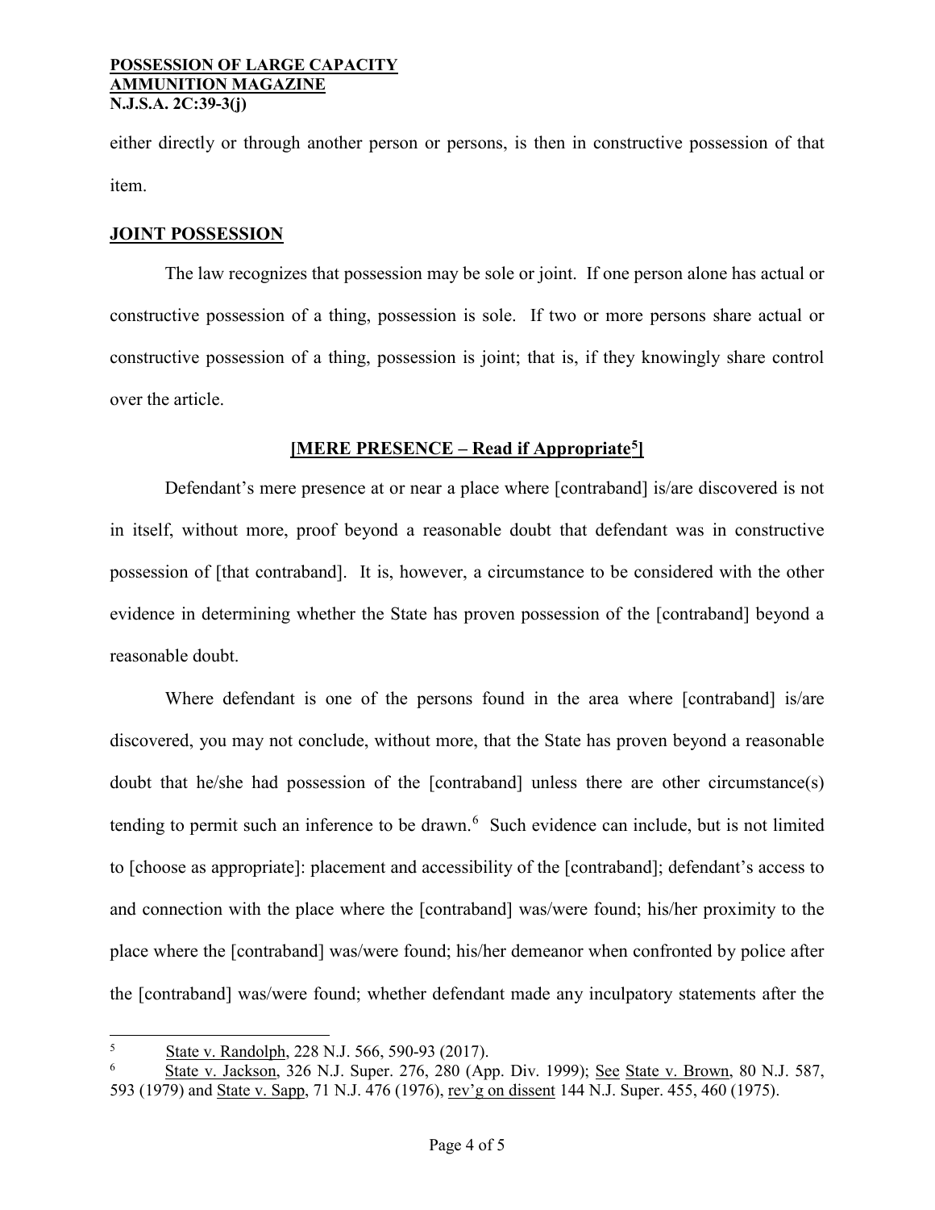either directly or through another person or persons, is then in constructive possession of that item.

## JOINT POSSESSION

The law recognizes that possession may be sole or joint. If one person alone has actual or constructive possession of a thing, possession is sole. If two or more persons share actual or constructive possession of a thing, possession is joint; that is, if they knowingly share control over the article.

### [MERE PRESENCE – Read if Appropriate[5]]

Defendant's mere presence at or near a place where [contraband] is/are discovered is not in itself, without more, proof beyond a reasonable doubt that defendant was in constructive possession of [that contraband]. It is, however, a circumstance to be considered with the other evidence in determining whether the State has proven possession of the [contraband] beyond a reasonable doubt.

Where defendant is one of the persons found in the area where [contraband] is/are discovered, you may not conclude, without more, that the State has proven beyond a reasonable doubt that he/she had possession of the [contraband] unless there are other circumstance(s) tending to permit such an inference to be drawn.[6] Such evidence can include, but is not limited to [choose as appropriate]: placement and accessibility of the [contraband]; defendant's access to and connection with the place where the [contraband] was/were found; his/her proximity to the place where the [contraband] was/were found; his/her demeanor when confronted by police after the [contraband] was/were found; whether defendant made any inculpatory statements after the

---

[5] State v. Randolph, 228 N.J. 566, 590-93 (2017).

[6] State v. Jackson, 326 N.J. Super. 276, 280 (App. Div. 1999); See State v. Brown, 80 N.J. 587, 593 (1979) and State v. Sapp, 71 N.J. 476 (1976), rev'g on dissent 144 N.J. Super. 455, 460 (1975).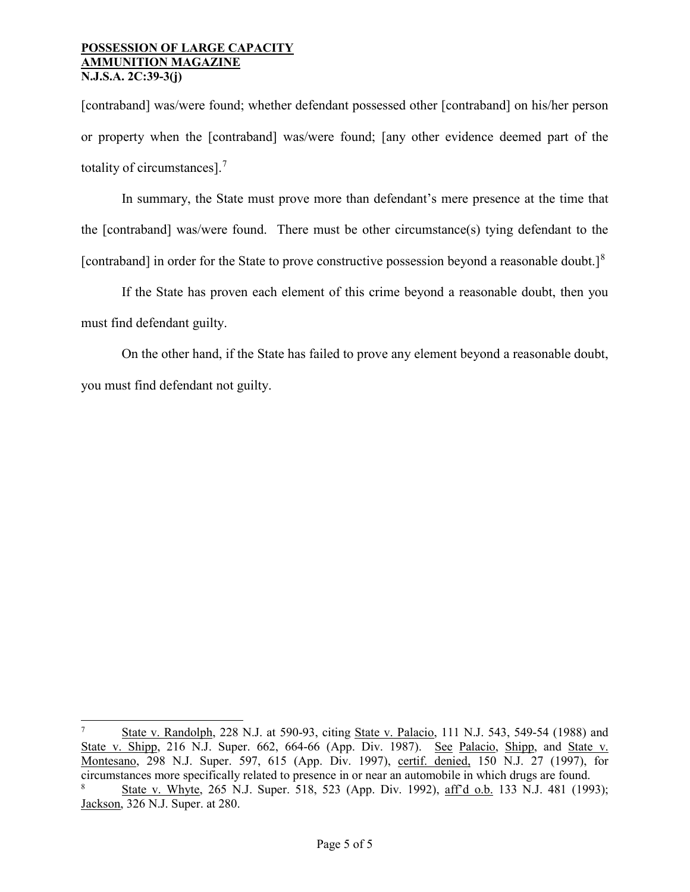[contraband] was/were found; whether defendant possessed other [contraband] on his/her person or property when the [contraband] was/were found; [any other evidence deemed part of the totality of circumstances].[7]

In summary, the State must prove more than defendant's mere presence at the time that the [contraband] was/were found. There must be other circumstance(s) tying defendant to the [contraband] in order for the State to prove constructive possession beyond a reasonable doubt.][8]

If the State has proven each element of this crime beyond a reasonable doubt, then you must find defendant guilty.

On the other hand, if the State has failed to prove any element beyond a reasonable doubt, you must find defendant not guilty.

---

[7] State v. Randolph, 228 N.J. at 590-93, citing State v. Palacio, 111 N.J. 543, 549-54 (1988) and State v. Shipp, 216 N.J. Super. 662, 664-66 (App. Div. 1987). See Palacio, Shipp, and State v. Montesano, 298 N.J. Super. 597, 615 (App. Div. 1997), certif. denied, 150 N.J. 27 (1997), for circumstances more specifically related to presence in or near an automobile in which drugs are found.

[8] State v. Whyte, 265 N.J. Super. 518, 523 (App. Div. 1992), aff'd o.b. 133 N.J. 481 (1993); Jackson, 326 N.J. Super. at 280.